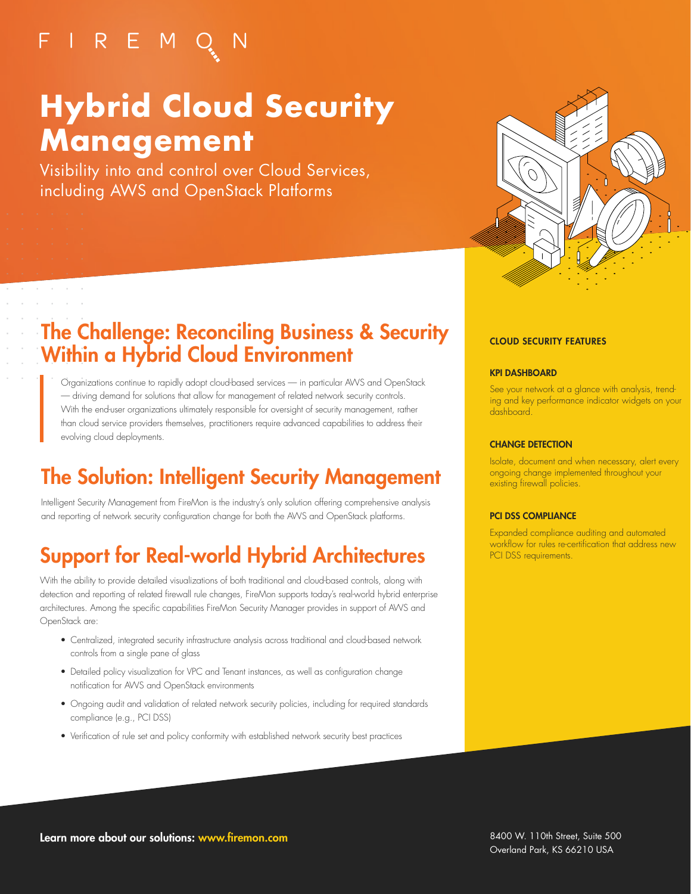FIREMON

# Hybrid Cloud Security Management

Visibility into and control over Cloud Services, including AWS and OpenStack Platforms

## The Challenge: Reconciling Business & Security Within a Hybrid Cloud Environment

Organizations continue to rapidly adopt cloud-based services — in particular AWS and OpenStack — driving demand for solutions that allow for management of related network security controls. With the end-user organizations ultimately responsible for oversight of security management, rather than cloud service providers themselves, practitioners require advanced capabilities to address their evolving cloud deployments.

## The Solution: Intelligent Security Management

Intelligent Security Management from FireMon is the industry's only solution offering comprehensive analysis and reporting of network security configuration change for both the AWS and OpenStack platforms.

## Support for Real-world Hybrid Architectures

With the ability to provide detailed visualizations of both traditional and cloud-based controls, along with detection and reporting of related firewall rule changes, FireMon supports today's real-world hybrid enterprise architectures. Among the specific capabilities FireMon Security Manager provides in support of AWS and OpenStack are:

- Centralized, integrated security infrastructure analysis across traditional and cloud-based network controls from a single pane of glass
- Detailed policy visualization for VPC and Tenant instances, as well as configuration change notification for AWS and OpenStack environments
- Ongoing audit and validation of related network security policies, including for required standards compliance (e.g., PCI DSS)
- Verification of rule set and policy conformity with established network security best practices

### CLOUD SECURITY FEATURES

#### KPI DASHBOARD

See your network at a glance with analysis, trending and key performance indicator widgets on your dashboard.

#### CHANGE DETECTION

Isolate, document and when necessary, alert every ongoing change implemented throughout your existing firewall policies.

#### PCI DSS COMPLIANCE

Expanded compliance auditing and automated workflow for rules re-certification that address new PCI DSS requirements.

**Learn more about our solutions: www.firemon.com**

8400 W. 110th Street, Suite 500
Overland Park, KS 66210 USA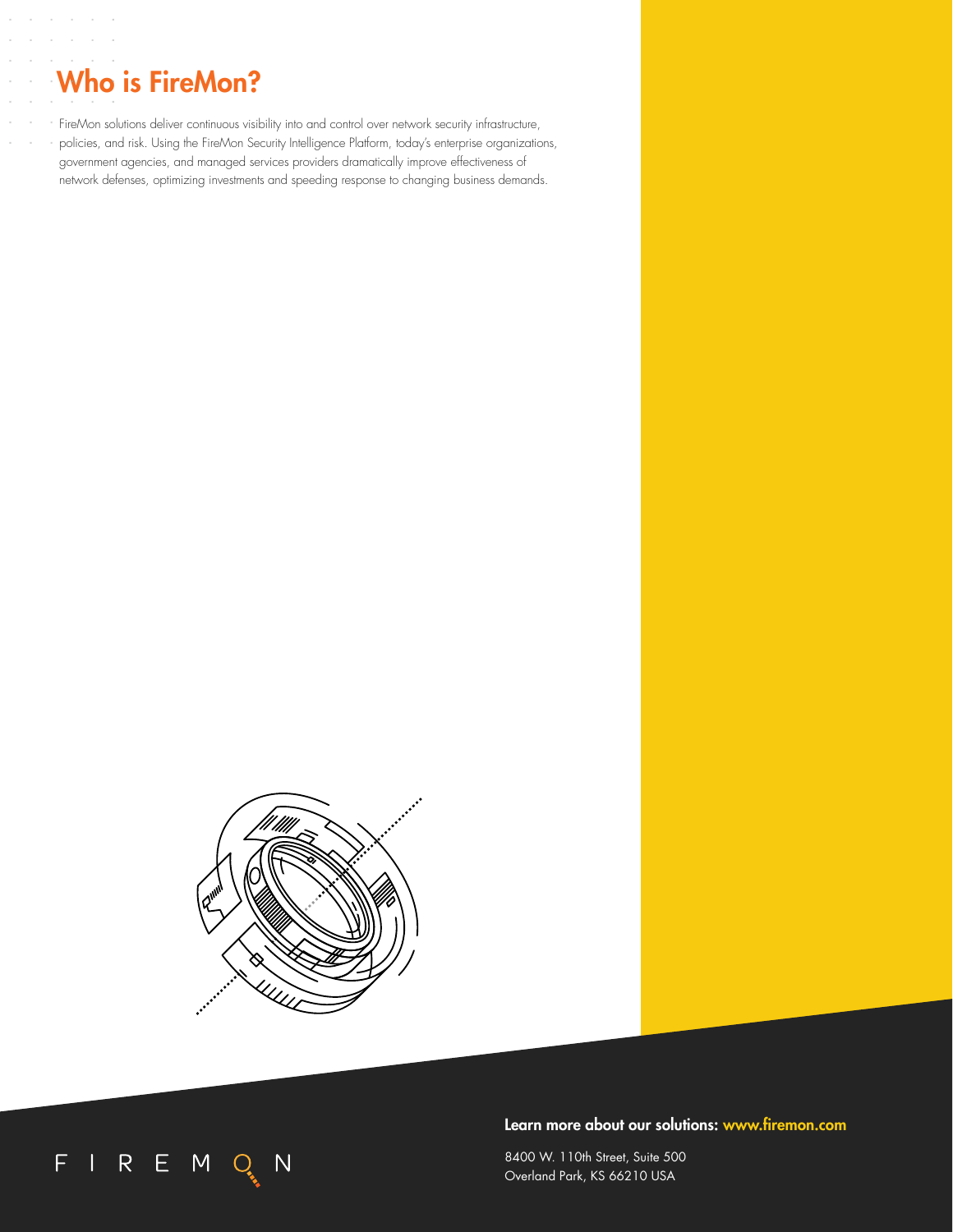# Who is FireMon?

FireMon solutions deliver continuous visibility into and control over network security infrastructure, policies, and risk. Using the FireMon Security Intelligence Platform, today's enterprise organizations, government agencies, and managed services providers dramatically improve effectiveness of network defenses, optimizing investments and speeding response to changing business demands.

FIREMON

**Learn more about our solutions: www.firemon.com**

8400 W. 110th Street, Suite 500
Overland Park, KS 66210 USA